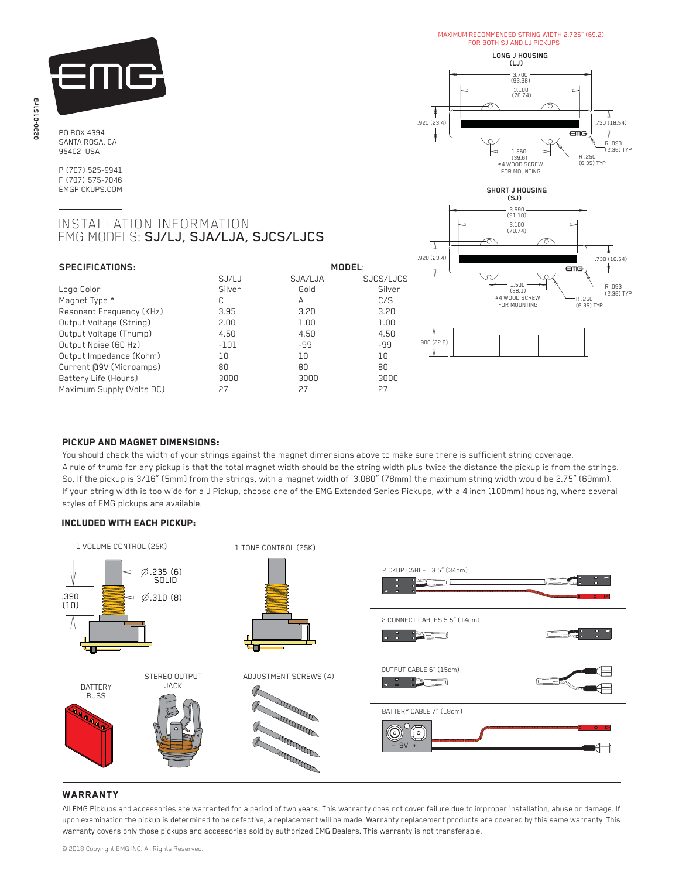0230-0151rB

PO BOX 4394
SANTA ROSA, CA
95402 USA

P (707) 525-9941
F (707) 575-7046
EMGPICKUPS.COM

MAXIMUM RECOMMENDED STRING WIDTH 2.725" (69.2)
FOR BOTH SJ AND LJ PICKUPS

**LONG J HOUSING (LJ)**

3.700 (93.98)
3.100 (78.74)
.920 (23.4)
.730 (18.54)
R .093 (2.36) TYP
R .250 (6.35) TYP
1.560 (39.6)
#4 WOOD SCREW FOR MOUNTING

**SHORT J HOUSING (SJ)**

3.590 (91.18)
3.100 (78.74)
.920 (23.4)
.730 (18.54)
1.500 (38.1)
#4 WOOD SCREW FOR MOUNTING
R .093 (2.36) TYP
R .250 (6.35) TYP
.900 (22.8)

# INSTALLATION INFORMATION
# EMG MODELS: SJ/LJ, SJA/LJA, SJCS/LJCS

## SPECIFICATIONS:

| | MODEL: | | |
|---|---|---|---|
| | SJ/LJ | SJA/LJA | SJCS/LJCS |
| Logo Color | Silver | Gold | Silver |
| Magnet Type * | C | A | C/S |
| Resonant Frequency (KHz) | 3.95 | 3.20 | 3.20 |
| Output Voltage (String) | 2.00 | 1.00 | 1.00 |
| Output Voltage (Thump) | 4.50 | 4.50 | 4.50 |
| Output Noise (60 Hz) | -101 | -99 | -99 |
| Output Impedance (Kohm) | 10 | 10 | 10 |
| Current @9V (Microamps) | 80 | 80 | 80 |
| Battery Life (Hours) | 3000 | 3000 | 3000 |
| Maximum Supply (Volts DC) | 27 | 27 | 27 |

## PICKUP AND MAGNET DIMENSIONS:

You should check the width of your strings against the magnet dimensions above to make sure there is sufficient string coverage.
A rule of thumb for any pickup is that the total magnet width should be the string width plus twice the distance the pickup is from the strings.
So, If the pickup is 3/16" (5mm) from the strings, with a magnet width of 3.080" (78mm) the maximum string width would be 2.75" (69mm).
If your string width is too wide for a J Pickup, choose one of the EMG Extended Series Pickups, with a 4 inch (100mm) housing, where several styles of EMG pickups are available.

## INCLUDED WITH EACH PICKUP:

1 VOLUME CONTROL (25K)

$\varnothing$.235 (6) SOLID
$\varnothing$.310 (8)
.390 (10)

1 TONE CONTROL (25K)

PICKUP CABLE 13.5" (34cm)

2 CONNECT CABLES 5.5" (14cm)

BATTERY BUSS

STEREO OUTPUT JACK

ADJUSTMENT SCREWS (4)

OUTPUT CABLE 6" (15cm)

BATTERY CABLE 7" (18cm)

- 9V +

## WARRANTY

All EMG Pickups and accessories are warranted for a period of two years. This warranty does not cover failure due to improper installation, abuse or damage. If upon examination the pickup is determined to be defective, a replacement will be made. Warranty replacement products are covered by this same warranty. This warranty covers only those pickups and accessories sold by authorized EMG Dealers. This warranty is not transferable.

© 2018 Copyright EMG INC. All Rights Reserved.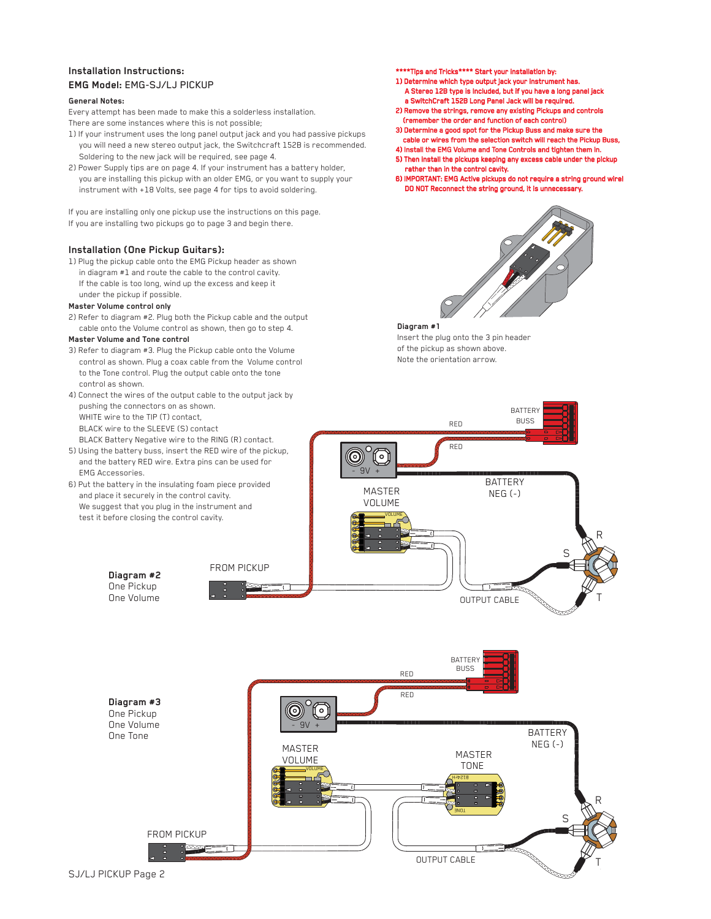## Installation Instructions:

### EMG Model: EMG-SJ/LJ PICKUP

**General Notes:**

Every attempt has been made to make this a solderless installation.
There are some instances where this is not possible;

1) If your instrument uses the long panel output jack and you had passive pickups you will need a new stereo output jack, the Switchcraft 152B is recommended. Soldering to the new jack will be required, see page 4.
2) Power Supply tips are on page 4. If your instrument has a battery holder, you are installing this pickup with an older EMG, or you want to supply your instrument with +18 Volts, see page 4 for tips to avoid soldering.

If you are installing only one pickup use the instructions on this page.
If you are installing two pickups go to page 3 and begin there.

### Installation (One Pickup Guitars):

1) Plug the pickup cable onto the EMG Pickup header as shown in diagram #1 and route the cable to the control cavity. If the cable is too long, wind up the excess and keep it under the pickup if possible.

**Master Volume control only**

2) Refer to diagram #2. Plug both the Pickup cable and the output cable onto the Volume control as shown, then go to step 4.

**Master Volume and Tone control**

3) Refer to diagram #3. Plug the Pickup cable onto the Volume control as shown. Plug a coax cable from the Volume control to the Tone control. Plug the output cable onto the tone control as shown.
4) Connect the wires of the output cable to the output jack by pushing the connectors on as shown.
   WHITE wire to the TIP (T) contact,
   BLACK wire to the SLEEVE (S) contact
   BLACK Battery Negative wire to the RING (R) contact.
5) Using the battery buss, insert the RED wire of the pickup, and the battery RED wire. Extra pins can be used for EMG Accessories.
6) Put the battery in the insulating foam piece provided and place it securely in the control cavity. We suggest that you plug in the instrument and test it before closing the control cavity.

**\*\*\*\*Tips and Tricks\*\*\*\* Start your installation by:**

1) Determine which type output jack your instrument has. A Stereo 12B type is included, but if you have a long panel jack a SwitchCraft 152B Long Panel Jack will be required.
2) Remove the strings, remove any existing Pickups and controls (remember the order and function of each control)
3) Determine a good spot for the Pickup Buss and make sure the cable or wires from the selection switch will reach the Pickup Buss,
4) Install the EMG Volume and Tone Controls and tighten them in.
5) Then install the pickups keeping any excess cable under the pickup rather than in the control cavity.
6) IMPORTANT: EMG Active pickups do not require a string ground wire! DO NOT Reconnect the string ground, it is unnecessary.

**Diagram #1**
Insert the plug onto the 3 pin header of the pickup as shown above. Note the orientation arrow.

**Diagram #2**
One Pickup
One Volume

BATTERY BUSS, RED, RED, 9V, BATTERY NEG (-), MASTER VOLUME, FROM PICKUP, OUTPUT CABLE, R, S, T

**Diagram #3**
One Pickup
One Volume
One Tone

BATTERY BUSS, RED, RED, 9V, BATTERY NEG (-), MASTER VOLUME, MASTER TONE, FROM PICKUP, OUTPUT CABLE, R, S, T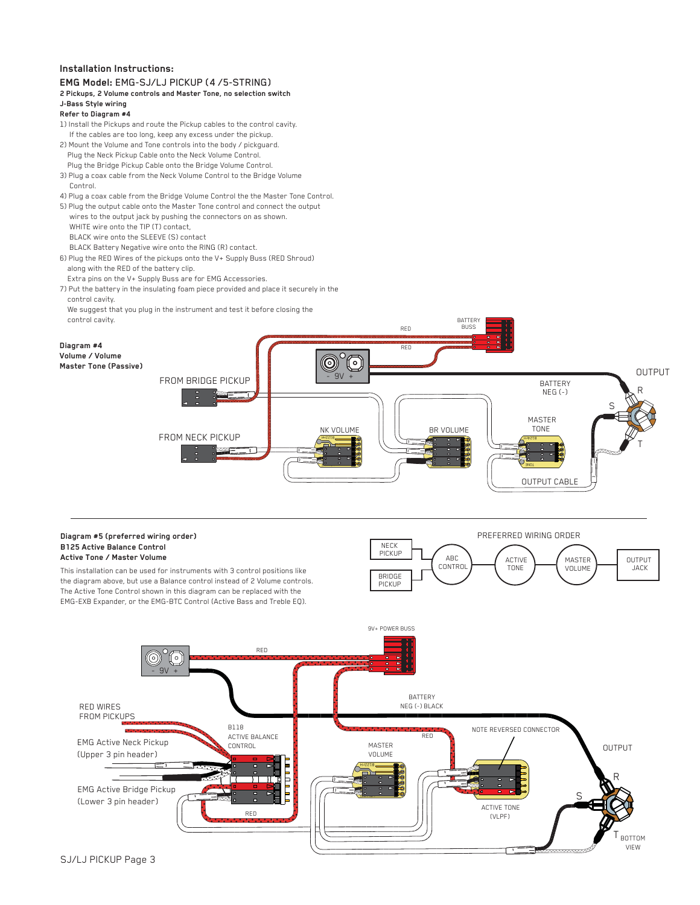## Installation Instructions:

### EMG Model: EMG-SJ/LJ PICKUP (4 /5-STRING)

**2 Pickups, 2 Volume controls and Master Tone, no selection switch**
**J-Bass Style wiring**
**Refer to Diagram #4**

1) Install the Pickups and route the Pickup cables to the control cavity.
   If the cables are too long, keep any excess under the pickup.
2) Mount the Volume and Tone controls into the body / pickguard.
   Plug the Neck Pickup Cable onto the Neck Volume Control.
   Plug the Bridge Pickup Cable onto the Bridge Volume Control.
3) Plug a coax cable from the Neck Volume Control to the Bridge Volume Control.
4) Plug a coax cable from the Bridge Volume Control the the Master Tone Control.
5) Plug the output cable onto the Master Tone control and connect the output wires to the output jack by pushing the connectors on as shown.
   WHITE wire onto the TIP (T) contact,
   BLACK wire onto the SLEEVE (S) contact
   BLACK Battery Negative wire onto the RING (R) contact.
6) Plug the RED Wires of the pickups onto the V+ Supply Buss (RED Shroud) along with the RED of the battery clip.
   Extra pins on the V+ Supply Buss are for EMG Accessories.
7) Put the battery in the insulating foam piece provided and place it securely in the control cavity.
   We suggest that you plug in the instrument and test it before closing the control cavity.

**Diagram #4**
**Volume / Volume**
**Master Tone (Passive)**

RED, RED, BATTERY BUSS, 9V, FROM BRIDGE PICKUP, FROM NECK PICKUP, NK VOLUME, BR VOLUME, MASTER TONE, BATTERY NEG (-), OUTPUT, R, S, T, OUPUT CABLE

---

**Diagram #5 (preferred wiring order)**
**B125 Active Balance Control**
**Active Tone / Master Volume**

This installation can be used for instruments with 3 control positions like the diagram above, but use a Balance control instead of 2 Volume controls. The Active Tone Control shown in this diagram can be replaced with the EMG-EXB Expander, or the EMG-BTC Control (Active Bass and Treble EQ).

PREFERRED WIRING ORDER: NECK PICKUP / BRIDGE PICKUP → ABC CONTROL → ACTIVE TONE → MASTER VOLUME → OUTPUT JACK

9V+ POWER BUSS, RED, 9V, RED WIRES FROM PICKUPS, BATTERY NEG (-) BLACK, B118 ACTIVE BALANCE CONTROL, EMG Active Neck Pickup (Upper 3 pin header), EMG Active Bridge Pickup (Lower 3 pin header), RED, MASTER VOLUME, RED, NOTE REVERSED CONNECTOR, ACTIVE TONE (VLPF), OUTPUT, R, S, T, BOTTOM VIEW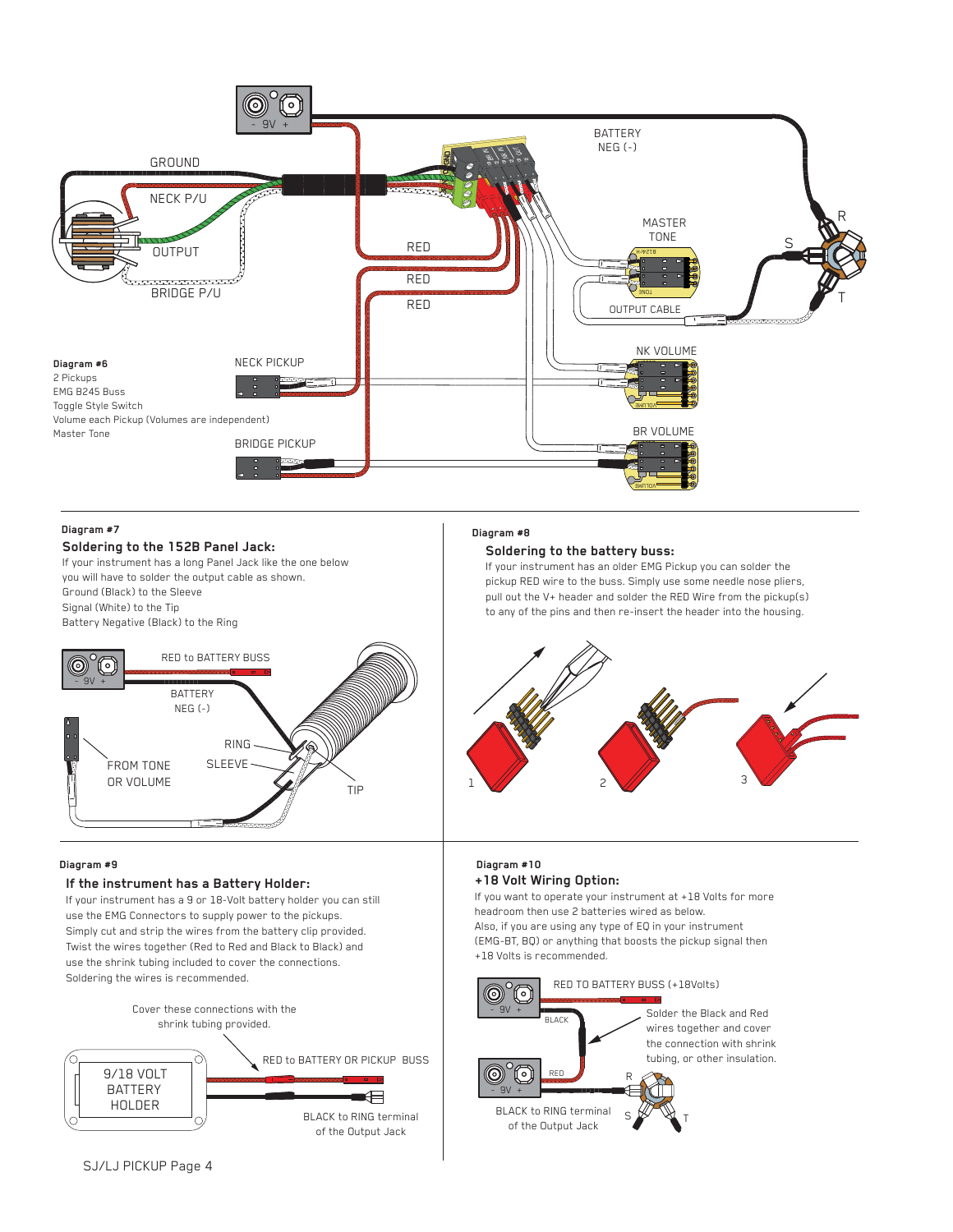BATTERY
NEG (-)

GROUND

NECK P/U

OUTPUT

BRIDGE P/U

RED

RED

RED

MASTER
TONE

OUTPUT CABLE

R

S

T

**Diagram #6**
2 Pickups
EMG B245 Buss
Toggle Style Switch
Volume each Pickup (Volumes are independent)
Master Tone

NECK PICKUP

NK VOLUME

BRIDGE PICKUP

BR VOLUME

**Diagram #7**

### Soldering to the 152B Panel Jack:

If your instrument has a long Panel Jack like the one below you will have to solder the output cable as shown.
Ground (Black) to the Sleeve
Signal (White) to the Tip
Battery Negative (Black) to the Ring

RED to BATTERY BUSS

BATTERY
NEG (-)

RING

SLEEVE

FROM TONE
OR VOLUME

TIP

**Diagram #8**

### Soldering to the battery buss:

If your instrument has an older EMG Pickup you can solder the pickup RED wire to the buss. Simply use some needle nose pliers, pull out the V+ header and solder the RED Wire from the pickup(s) to any of the pins and then re-insert the header into the housing.

1

2

3

**Diagram #9**

### If the instrument has a Battery Holder:

If your instrument has a 9 or 18-Volt battery holder you can still use the EMG Connectors to supply power to the pickups.
Simply cut and strip the wires from the battery clip provided.
Twist the wires together (Red to Red and Black to Black) and use the shrink tubing included to cover the connections.
Soldering the wires is recommended.

Cover these connections with the shrink tubing provided.

9/18 VOLT
BATTERY
HOLDER

RED to BATTERY OR PICKUP BUSS

BLACK to RING terminal
of the Output Jack

**Diagram #10**

### +18 Volt Wiring Option:

If you want to operate your instrument at +18 Volts for more headroom then use 2 batteries wired as below.
Also, if you are using any type of EQ in your instrument (EMG-BT, BQ) or anything that boosts the pickup signal then +18 Volts is recommended.

RED TO BATTERY BUSS (+18Volts)

BLACK

Solder the Black and Red wires together and cover the connection with shrink tubing, or other insulation.

RED

R

S

T

BLACK to RING terminal
of the Output Jack